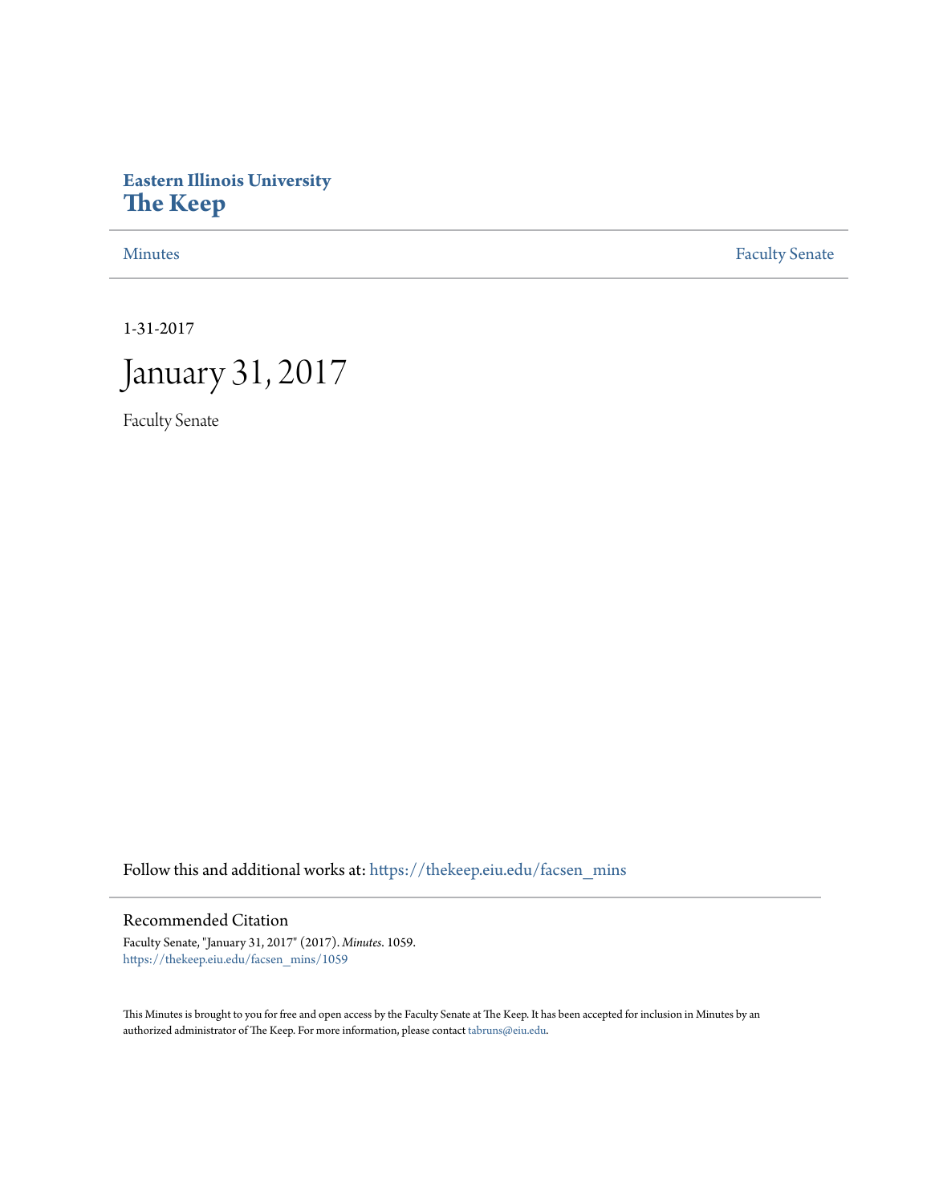**Eastern Illinois University**
# The Keep

Minutes | Faculty Senate

1-31-2017

# January 31, 2017

Faculty Senate

Follow this and additional works at: https://thekeep.eiu.edu/facsen_mins

## Recommended Citation

Faculty Senate, "January 31, 2017" (2017). *Minutes*. 1059.
https://thekeep.eiu.edu/facsen_mins/1059

This Minutes is brought to you for free and open access by the Faculty Senate at The Keep. It has been accepted for inclusion in Minutes by an authorized administrator of The Keep. For more information, please contact tabruns@eiu.edu.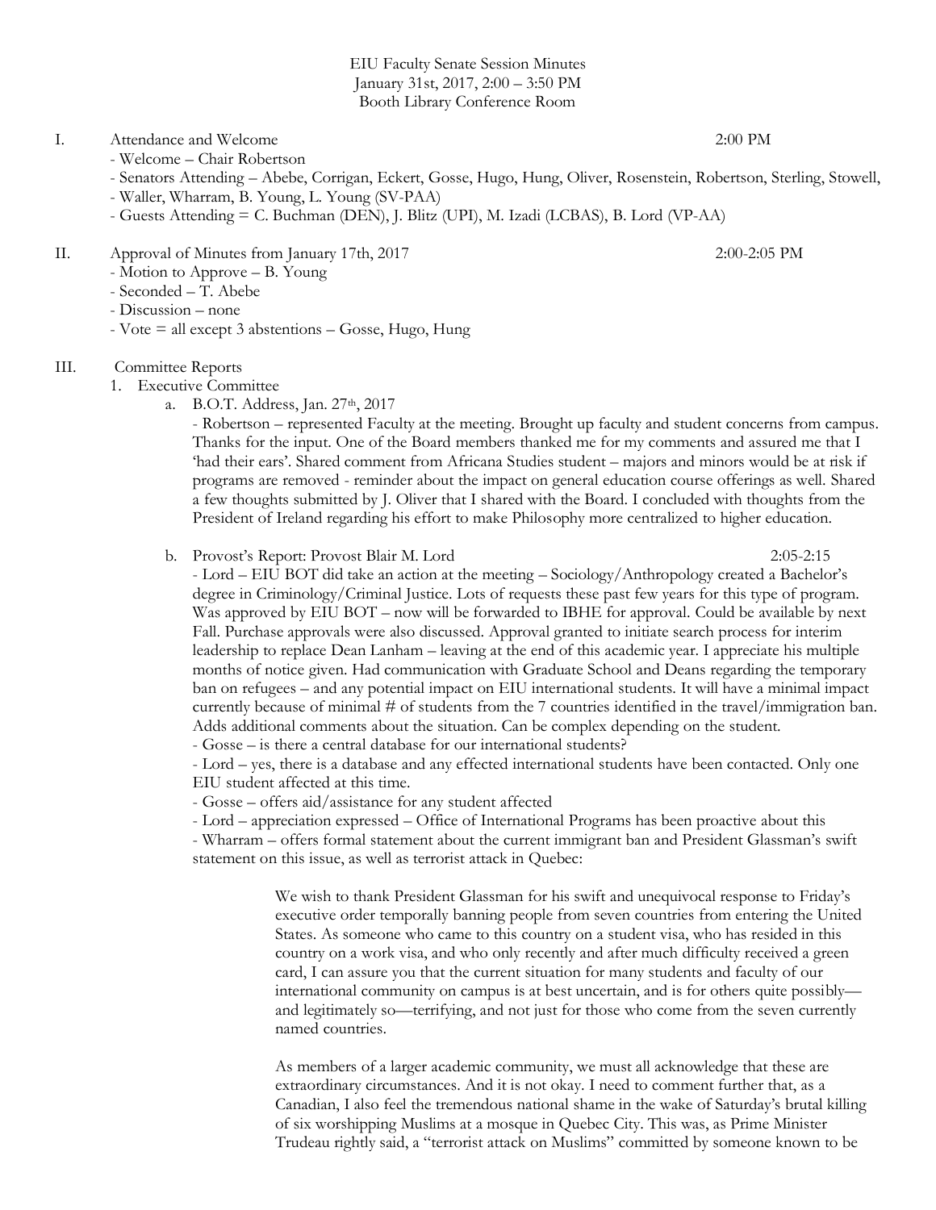EIU Faculty Senate Session Minutes
January 31st, 2017, 2:00 – 3:50 PM
Booth Library Conference Room

I. Attendance and Welcome 2:00 PM

- Welcome – Chair Robertson
- Senators Attending – Abebe, Corrigan, Eckert, Gosse, Hugo, Hung, Oliver, Rosenstein, Robertson, Sterling, Stowell,
- Waller, Wharram, B. Young, L. Young (SV-PAA)
- Guests Attending = C. Buchman (DEN), J. Blitz (UPI), M. Izadi (LCBAS), B. Lord (VP-AA)

II. Approval of Minutes from January 17th, 2017 2:00-2:05 PM

- Motion to Approve – B. Young
- Seconded – T. Abebe
- Discussion – none
- Vote = all except 3 abstentions – Gosse, Hugo, Hung

III. Committee Reports

1. Executive Committee
   a. B.O.T. Address, Jan. 27th, 2017
   
   - Robertson – represented Faculty at the meeting. Brought up faculty and student concerns from campus. Thanks for the input. One of the Board members thanked me for my comments and assured me that I 'had their ears'. Shared comment from Africana Studies student – majors and minors would be at risk if programs are removed - reminder about the impact on general education course offerings as well. Shared a few thoughts submitted by J. Oliver that I shared with the Board. I concluded with thoughts from the President of Ireland regarding his effort to make Philosophy more centralized to higher education.

   b. Provost's Report: Provost Blair M. Lord 2:05-2:15
   
   - Lord – EIU BOT did take an action at the meeting – Sociology/Anthropology created a Bachelor's degree in Criminology/Criminal Justice. Lots of requests these past few years for this type of program. Was approved by EIU BOT – now will be forwarded to IBHE for approval. Could be available by next Fall. Purchase approvals were also discussed. Approval granted to initiate search process for interim leadership to replace Dean Lanham – leaving at the end of this academic year. I appreciate his multiple months of notice given. Had communication with Graduate School and Deans regarding the temporary ban on refugees – and any potential impact on EIU international students. It will have a minimal impact currently because of minimal # of students from the 7 countries identified in the travel/immigration ban. Adds additional comments about the situation. Can be complex depending on the student.
   - Gosse – is there a central database for our international students?
   - Lord – yes, there is a database and any effected international students have been contacted. Only one EIU student affected at this time.
   - Gosse – offers aid/assistance for any student affected
   - Lord – appreciation expressed – Office of International Programs has been proactive about this
   - Wharram – offers formal statement about the current immigrant ban and President Glassman's swift statement on this issue, as well as terrorist attack in Quebec:

   > We wish to thank President Glassman for his swift and unequivocal response to Friday's executive order temporally banning people from seven countries from entering the United States. As someone who came to this country on a student visa, who has resided in this country on a work visa, and who only recently and after much difficulty received a green card, I can assure you that the current situation for many students and faculty of our international community on campus is at best uncertain, and is for others quite possibly—and legitimately so—terrifying, and not just for those who come from the seven currently named countries.
   >
   > As members of a larger academic community, we must all acknowledge that these are extraordinary circumstances. And it is not okay. I need to comment further that, as a Canadian, I also feel the tremendous national shame in the wake of Saturday's brutal killing of six worshipping Muslims at a mosque in Quebec City. This was, as Prime Minister Trudeau rightly said, a "terrorist attack on Muslims" committed by someone known to be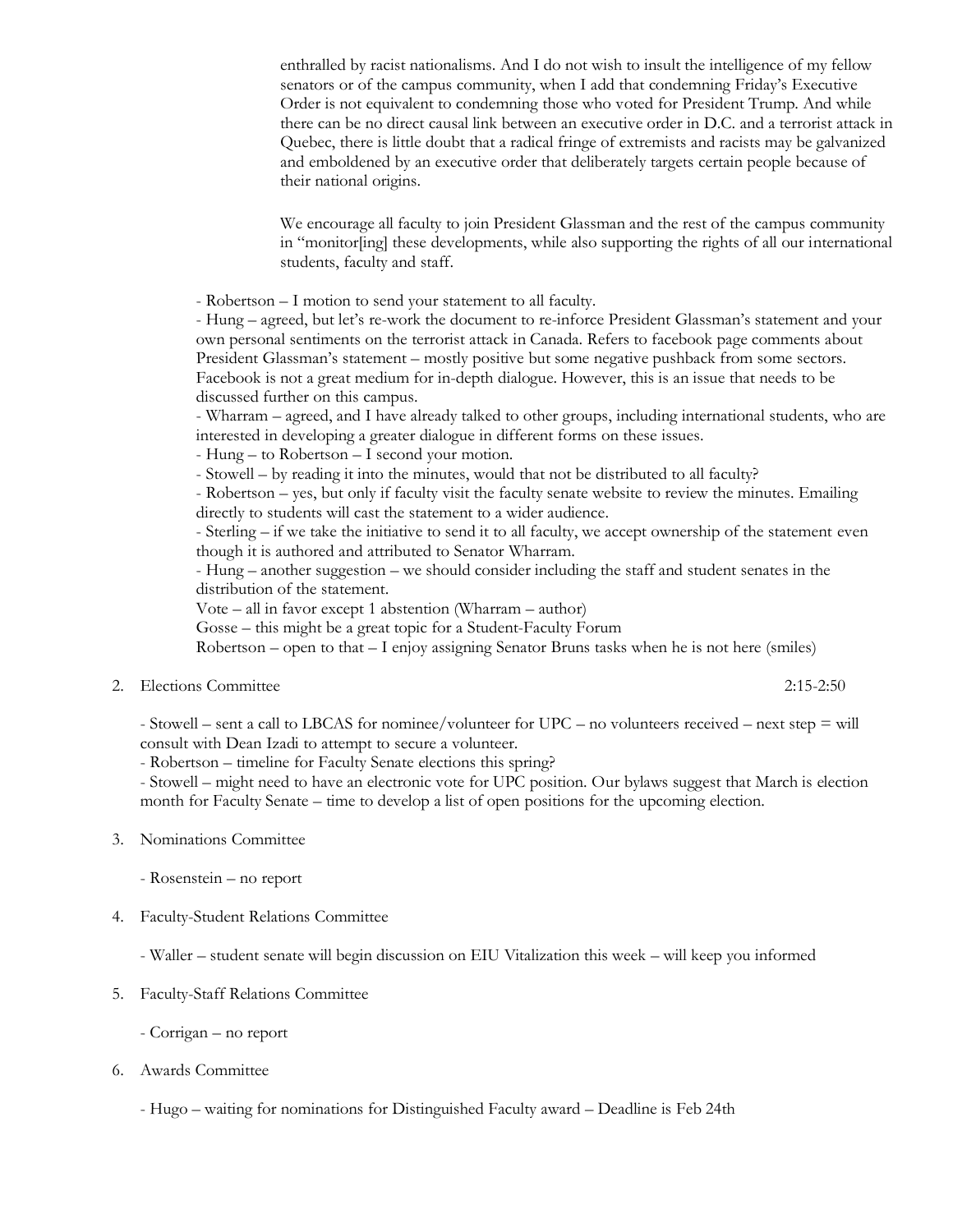enthralled by racist nationalisms. And I do not wish to insult the intelligence of my fellow senators or of the campus community, when I add that condemning Friday's Executive Order is not equivalent to condemning those who voted for President Trump. And while there can be no direct causal link between an executive order in D.C. and a terrorist attack in Quebec, there is little doubt that a radical fringe of extremists and racists may be galvanized and emboldened by an executive order that deliberately targets certain people because of their national origins.

We encourage all faculty to join President Glassman and the rest of the campus community in "monitor[ing] these developments, while also supporting the rights of all our international students, faculty and staff.

- Robertson – I motion to send your statement to all faculty.
- Hung – agreed, but let's re-work the document to re-inforce President Glassman's statement and your own personal sentiments on the terrorist attack in Canada. Refers to facebook page comments about President Glassman's statement – mostly positive but some negative pushback from some sectors. Facebook is not a great medium for in-depth dialogue. However, this is an issue that needs to be discussed further on this campus.
- Wharram – agreed, and I have already talked to other groups, including international students, who are interested in developing a greater dialogue in different forms on these issues.
- Hung – to Robertson – I second your motion.
- Stowell – by reading it into the minutes, would that not be distributed to all faculty?
- Robertson – yes, but only if faculty visit the faculty senate website to review the minutes. Emailing directly to students will cast the statement to a wider audience.
- Sterling – if we take the initiative to send it to all faculty, we accept ownership of the statement even though it is authored and attributed to Senator Wharram.
- Hung – another suggestion – we should consider including the staff and student senates in the distribution of the statement.

Vote – all in favor except 1 abstention (Wharram – author)

Gosse – this might be a great topic for a Student-Faculty Forum

Robertson – open to that – I enjoy assigning Senator Bruns tasks when he is not here (smiles)

2. Elections Committee 2:15-2:50

- Stowell – sent a call to LBCAS for nominee/volunteer for UPC – no volunteers received – next step = will consult with Dean Izadi to attempt to secure a volunteer.
- Robertson – timeline for Faculty Senate elections this spring?
- Stowell – might need to have an electronic vote for UPC position. Our bylaws suggest that March is election month for Faculty Senate – time to develop a list of open positions for the upcoming election.

3. Nominations Committee

- Rosenstein – no report

4. Faculty-Student Relations Committee

- Waller – student senate will begin discussion on EIU Vitalization this week – will keep you informed

5. Faculty-Staff Relations Committee

- Corrigan – no report

6. Awards Committee

- Hugo – waiting for nominations for Distinguished Faculty award – Deadline is Feb 24th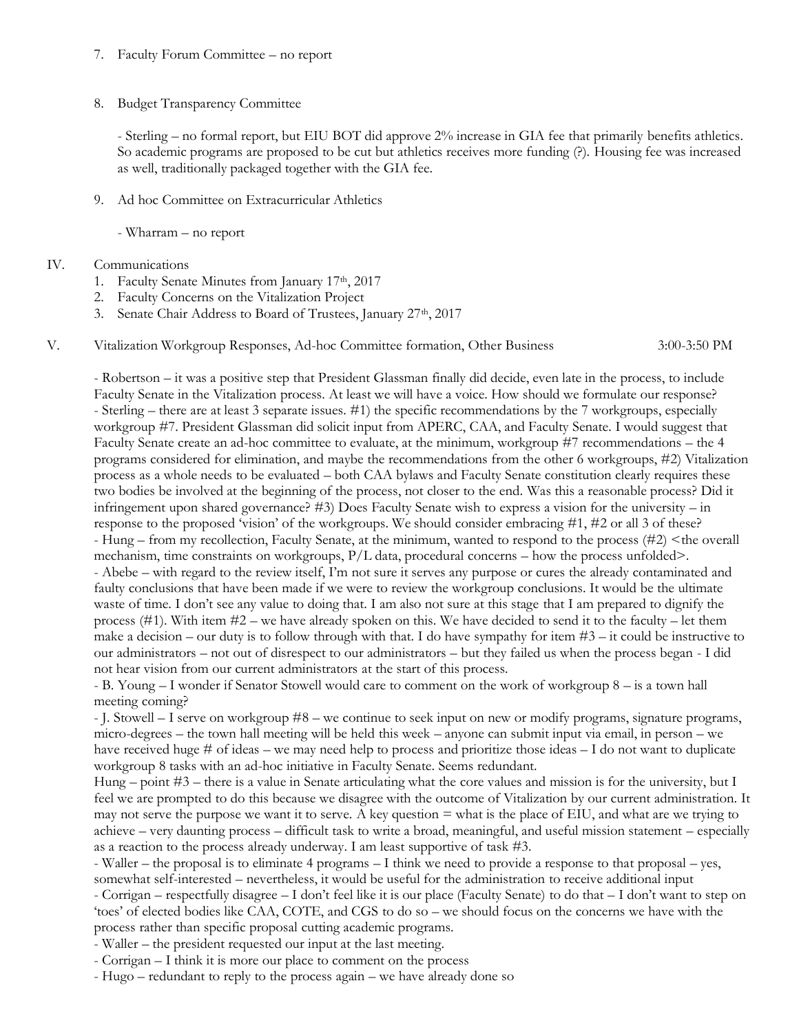7. Faculty Forum Committee – no report

8. Budget Transparency Committee

   - Sterling – no formal report, but EIU BOT did approve 2% increase in GIA fee that primarily benefits athletics. So academic programs are proposed to be cut but athletics receives more funding (?). Housing fee was increased as well, traditionally packaged together with the GIA fee.

9. Ad hoc Committee on Extracurricular Athletics

   - Wharram – no report

IV. Communications

1. Faculty Senate Minutes from January 17th, 2017
2. Faculty Concerns on the Vitalization Project
3. Senate Chair Address to Board of Trustees, January 27th, 2017

V. Vitalization Workgroup Responses, Ad-hoc Committee formation, Other Business 3:00-3:50 PM

- Robertson – it was a positive step that President Glassman finally did decide, even late in the process, to include Faculty Senate in the Vitalization process. At least we will have a voice. How should we formulate our response?
- Sterling – there are at least 3 separate issues. #1) the specific recommendations by the 7 workgroups, especially workgroup #7. President Glassman did solicit input from APERC, CAA, and Faculty Senate. I would suggest that Faculty Senate create an ad-hoc committee to evaluate, at the minimum, workgroup #7 recommendations – the 4 programs considered for elimination, and maybe the recommendations from the other 6 workgroups, #2) Vitalization process as a whole needs to be evaluated – both CAA bylaws and Faculty Senate constitution clearly requires these two bodies be involved at the beginning of the process, not closer to the end. Was this a reasonable process? Did it infringement upon shared governance? #3) Does Faculty Senate wish to express a vision for the university – in response to the proposed 'vision' of the workgroups. We should consider embracing #1, #2 or all 3 of these?
- Hung – from my recollection, Faculty Senate, at the minimum, wanted to respond to the process (#2) <the overall mechanism, time constraints on workgroups, P/L data, procedural concerns – how the process unfolded>.
- Abebe – with regard to the review itself, I'm not sure it serves any purpose or cures the already contaminated and faulty conclusions that have been made if we were to review the workgroup conclusions. It would be the ultimate waste of time. I don't see any value to doing that. I am also not sure at this stage that I am prepared to dignify the process (#1). With item #2 – we have already spoken on this. We have decided to send it to the faculty – let them make a decision – our duty is to follow through with that. I do have sympathy for item #3 – it could be instructive to our administrators – not out of disrespect to our administrators – but they failed us when the process began - I did not hear vision from our current administrators at the start of this process.
- B. Young – I wonder if Senator Stowell would care to comment on the work of workgroup 8 – is a town hall meeting coming?
- J. Stowell – I serve on workgroup #8 – we continue to seek input on new or modify programs, signature programs, micro-degrees – the town hall meeting will be held this week – anyone can submit input via email, in person – we have received huge # of ideas – we may need help to process and prioritize those ideas – I do not want to duplicate workgroup 8 tasks with an ad-hoc initiative in Faculty Senate. Seems redundant.
Hung – point #3 – there is a value in Senate articulating what the core values and mission is for the university, but I feel we are prompted to do this because we disagree with the outcome of Vitalization by our current administration. It may not serve the purpose we want it to serve. A key question = what is the place of EIU, and what are we trying to achieve – very daunting process – difficult task to write a broad, meaningful, and useful mission statement – especially as a reaction to the process already underway. I am least supportive of task #3.
- Waller – the proposal is to eliminate 4 programs – I think we need to provide a response to that proposal – yes, somewhat self-interested – nevertheless, it would be useful for the administration to receive additional input
- Corrigan – respectfully disagree – I don't feel like it is our place (Faculty Senate) to do that – I don't want to step on 'toes' of elected bodies like CAA, COTE, and CGS to do so – we should focus on the concerns we have with the process rather than specific proposal cutting academic programs.
- Waller – the president requested our input at the last meeting.
- Corrigan – I think it is more our place to comment on the process
- Hugo – redundant to reply to the process again – we have already done so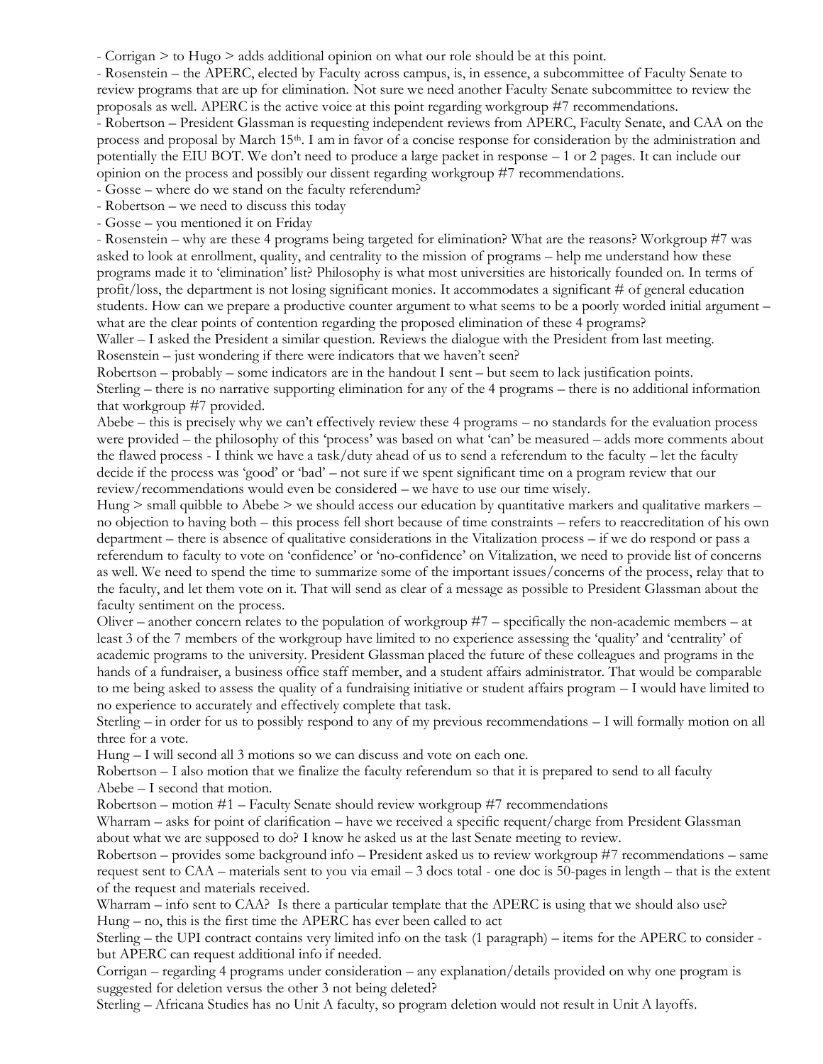- Corrigan > to Hugo > adds additional opinion on what our role should be at this point.
- Rosenstein – the APERC, elected by Faculty across campus, is, in essence, a subcommittee of Faculty Senate to review programs that are up for elimination. Not sure we need another Faculty Senate subcommittee to review the proposals as well. APERC is the active voice at this point regarding workgroup #7 recommendations.
- Robertson – President Glassman is requesting independent reviews from APERC, Faculty Senate, and CAA on the process and proposal by March 15th. I am in favor of a concise response for consideration by the administration and potentially the EIU BOT. We don't need to produce a large packet in response – 1 or 2 pages. It can include our opinion on the process and possibly our dissent regarding workgroup #7 recommendations.
- Gosse – where do we stand on the faculty referendum?
- Robertson – we need to discuss this today
- Gosse – you mentioned it on Friday
- Rosenstein – why are these 4 programs being targeted for elimination? What are the reasons? Workgroup #7 was asked to look at enrollment, quality, and centrality to the mission of programs – help me understand how these programs made it to 'elimination' list? Philosophy is what most universities are historically founded on. In terms of profit/loss, the department is not losing significant monies. It accommodates a significant # of general education students. How can we prepare a productive counter argument to what seems to be a poorly worded initial argument – what are the clear points of contention regarding the proposed elimination of these 4 programs?

Waller – I asked the President a similar question. Reviews the dialogue with the President from last meeting.

Rosenstein – just wondering if there were indicators that we haven't seen?

Robertson – probably – some indicators are in the handout I sent – but seem to lack justification points.

Sterling – there is no narrative supporting elimination for any of the 4 programs – there is no additional information that workgroup #7 provided.

Abebe – this is precisely why we can't effectively review these 4 programs – no standards for the evaluation process were provided – the philosophy of this 'process' was based on what 'can' be measured – adds more comments about the flawed process - I think we have a task/duty ahead of us to send a referendum to the faculty – let the faculty decide if the process was 'good' or 'bad' – not sure if we spent significant time on a program review that our review/recommendations would even be considered – we have to use our time wisely.

Hung > small quibble to Abebe > we should access our education by quantitative markers and qualitative markers – no objection to having both – this process fell short because of time constraints – refers to reaccreditation of his own department – there is absence of qualitative considerations in the Vitalization process – if we do respond or pass a referendum to faculty to vote on 'confidence' or 'no-confidence' on Vitalization, we need to provide list of concerns as well. We need to spend the time to summarize some of the important issues/concerns of the process, relay that to the faculty, and let them vote on it. That will send as clear of a message as possible to President Glassman about the faculty sentiment on the process.

Oliver – another concern relates to the population of workgroup #7 – specifically the non-academic members – at least 3 of the 7 members of the workgroup have limited to no experience assessing the 'quality' and 'centrality' of academic programs to the university. President Glassman placed the future of these colleagues and programs in the hands of a fundraiser, a business office staff member, and a student affairs administrator. That would be comparable to me being asked to assess the quality of a fundraising initiative or student affairs program – I would have limited to no experience to accurately and effectively complete that task.

Sterling – in order for us to possibly respond to any of my previous recommendations – I will formally motion on all three for a vote.

Hung – I will second all 3 motions so we can discuss and vote on each one.

Robertson – I also motion that we finalize the faculty referendum so that it is prepared to send to all faculty

Abebe – I second that motion.

Robertson – motion #1 – Faculty Senate should review workgroup #7 recommendations

Wharram – asks for point of clarification – have we received a specific requent/charge from President Glassman about what we are supposed to do? I know he asked us at the last Senate meeting to review.

Robertson – provides some background info – President asked us to review workgroup #7 recommendations – same request sent to CAA – materials sent to you via email – 3 docs total - one doc is 50-pages in length – that is the extent of the request and materials received.

Wharram – info sent to CAA? Is there a particular template that the APERC is using that we should also use?

Hung – no, this is the first time the APERC has ever been called to act

Sterling – the UPI contract contains very limited info on the task (1 paragraph) – items for the APERC to consider - but APERC can request additional info if needed.

Corrigan – regarding 4 programs under consideration – any explanation/details provided on why one program is suggested for deletion versus the other 3 not being deleted?

Sterling – Africana Studies has no Unit A faculty, so program deletion would not result in Unit A layoffs.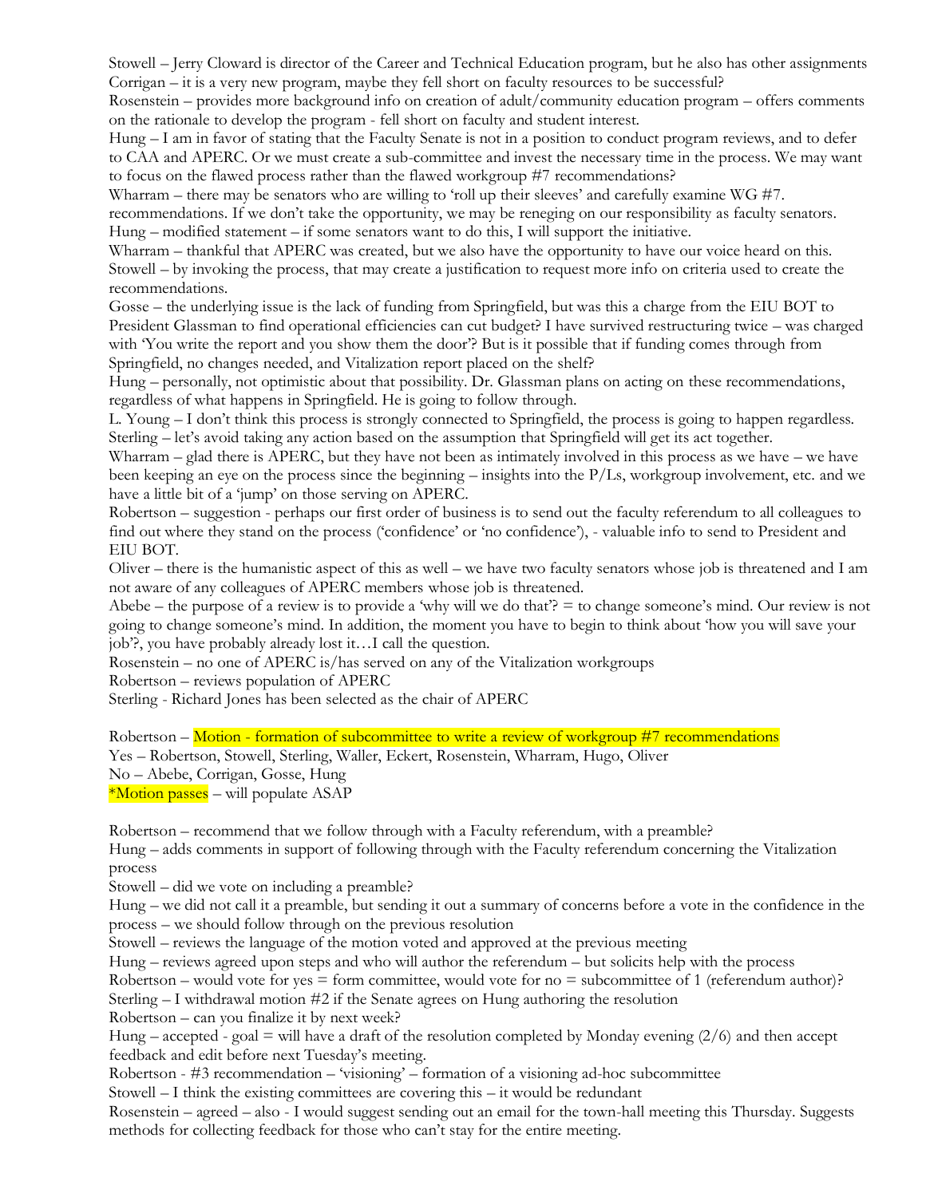Stowell – Jerry Cloward is director of the Career and Technical Education program, but he also has other assignments
Corrigan – it is a very new program, maybe they fell short on faculty resources to be successful?
Rosenstein – provides more background info on creation of adult/community education program – offers comments on the rationale to develop the program - fell short on faculty and student interest.
Hung – I am in favor of stating that the Faculty Senate is not in a position to conduct program reviews, and to defer to CAA and APERC. Or we must create a sub-committee and invest the necessary time in the process. We may want to focus on the flawed process rather than the flawed workgroup #7 recommendations?
Wharram – there may be senators who are willing to 'roll up their sleeves' and carefully examine WG #7. recommendations. If we don't take the opportunity, we may be reneging on our responsibility as faculty senators.
Hung – modified statement – if some senators want to do this, I will support the initiative.
Wharram – thankful that APERC was created, but we also have the opportunity to have our voice heard on this.
Stowell – by invoking the process, that may create a justification to request more info on criteria used to create the recommendations.
Gosse – the underlying issue is the lack of funding from Springfield, but was this a charge from the EIU BOT to President Glassman to find operational efficiencies can cut budget? I have survived restructuring twice – was charged with 'You write the report and you show them the door'? But is it possible that if funding comes through from Springfield, no changes needed, and Vitalization report placed on the shelf?
Hung – personally, not optimistic about that possibility. Dr. Glassman plans on acting on these recommendations, regardless of what happens in Springfield. He is going to follow through.
L. Young – I don't think this process is strongly connected to Springfield, the process is going to happen regardless.
Sterling – let's avoid taking any action based on the assumption that Springfield will get its act together.
Wharram – glad there is APERC, but they have not been as intimately involved in this process as we have – we have been keeping an eye on the process since the beginning – insights into the P/Ls, workgroup involvement, etc. and we have a little bit of a 'jump' on those serving on APERC.
Robertson – suggestion - perhaps our first order of business is to send out the faculty referendum to all colleagues to find out where they stand on the process ('confidence' or 'no confidence'), - valuable info to send to President and EIU BOT.
Oliver – there is the humanistic aspect of this as well – we have two faculty senators whose job is threatened and I am not aware of any colleagues of APERC members whose job is threatened.
Abebe – the purpose of a review is to provide a 'why will we do that'? = to change someone's mind. Our review is not going to change someone's mind. In addition, the moment you have to begin to think about 'how you will save your job'?, you have probably already lost it…I call the question.
Rosenstein – no one of APERC is/has served on any of the Vitalization workgroups
Robertson – reviews population of APERC
Sterling - Richard Jones has been selected as the chair of APERC

Robertson – Motion - formation of subcommittee to write a review of workgroup #7 recommendations
Yes – Robertson, Stowell, Sterling, Waller, Eckert, Rosenstein, Wharram, Hugo, Oliver
No – Abebe, Corrigan, Gosse, Hung
*Motion passes – will populate ASAP

Robertson – recommend that we follow through with a Faculty referendum, with a preamble?
Hung – adds comments in support of following through with the Faculty referendum concerning the Vitalization process
Stowell – did we vote on including a preamble?
Hung – we did not call it a preamble, but sending it out a summary of concerns before a vote in the confidence in the process – we should follow through on the previous resolution
Stowell – reviews the language of the motion voted and approved at the previous meeting
Hung – reviews agreed upon steps and who will author the referendum – but solicits help with the process
Robertson – would vote for yes = form committee, would vote for no = subcommittee of 1 (referendum author)?
Sterling – I withdrawal motion #2 if the Senate agrees on Hung authoring the resolution
Robertson – can you finalize it by next week?
Hung – accepted - goal = will have a draft of the resolution completed by Monday evening (2/6) and then accept feedback and edit before next Tuesday's meeting.
Robertson - #3 recommendation – 'visioning' – formation of a visioning ad-hoc subcommittee
Stowell – I think the existing committees are covering this – it would be redundant
Rosenstein – agreed – also - I would suggest sending out an email for the town-hall meeting this Thursday. Suggests methods for collecting feedback for those who can't stay for the entire meeting.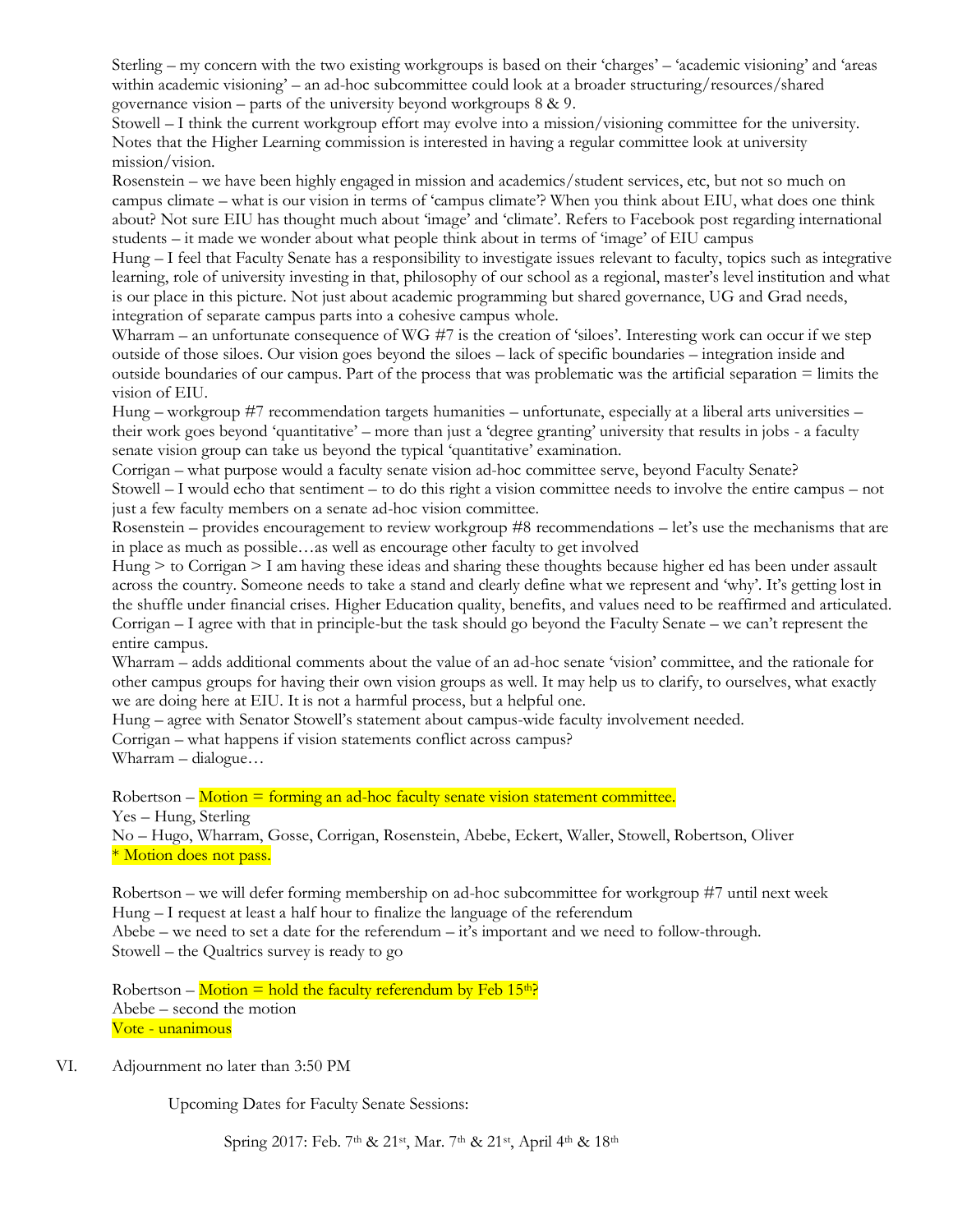Sterling – my concern with the two existing workgroups is based on their 'charges' – 'academic visioning' and 'areas within academic visioning' – an ad-hoc subcommittee could look at a broader structuring/resources/shared governance vision – parts of the university beyond workgroups 8 & 9.

Stowell – I think the current workgroup effort may evolve into a mission/visioning committee for the university. Notes that the Higher Learning commission is interested in having a regular committee look at university mission/vision.

Rosenstein – we have been highly engaged in mission and academics/student services, etc, but not so much on campus climate – what is our vision in terms of 'campus climate'? When you think about EIU, what does one think about? Not sure EIU has thought much about 'image' and 'climate'. Refers to Facebook post regarding international students – it made we wonder about what people think about in terms of 'image' of EIU campus

Hung – I feel that Faculty Senate has a responsibility to investigate issues relevant to faculty, topics such as integrative learning, role of university investing in that, philosophy of our school as a regional, master's level institution and what is our place in this picture. Not just about academic programming but shared governance, UG and Grad needs, integration of separate campus parts into a cohesive campus whole.

Wharram – an unfortunate consequence of WG #7 is the creation of 'siloes'. Interesting work can occur if we step outside of those siloes. Our vision goes beyond the siloes – lack of specific boundaries – integration inside and outside boundaries of our campus. Part of the process that was problematic was the artificial separation = limits the vision of EIU.

Hung – workgroup #7 recommendation targets humanities – unfortunate, especially at a liberal arts universities – their work goes beyond 'quantitative' – more than just a 'degree granting' university that results in jobs - a faculty senate vision group can take us beyond the typical 'quantitative' examination.

Corrigan – what purpose would a faculty senate vision ad-hoc committee serve, beyond Faculty Senate?

Stowell – I would echo that sentiment – to do this right a vision committee needs to involve the entire campus – not just a few faculty members on a senate ad-hoc vision committee.

Rosenstein – provides encouragement to review workgroup #8 recommendations – let's use the mechanisms that are in place as much as possible…as well as encourage other faculty to get involved

Hung > to Corrigan > I am having these ideas and sharing these thoughts because higher ed has been under assault across the country. Someone needs to take a stand and clearly define what we represent and 'why'. It's getting lost in the shuffle under financial crises. Higher Education quality, benefits, and values need to be reaffirmed and articulated.

Corrigan – I agree with that in principle-but the task should go beyond the Faculty Senate – we can't represent the entire campus.

Wharram – adds additional comments about the value of an ad-hoc senate 'vision' committee, and the rationale for other campus groups for having their own vision groups as well. It may help us to clarify, to ourselves, what exactly we are doing here at EIU. It is not a harmful process, but a helpful one.

Hung – agree with Senator Stowell's statement about campus-wide faculty involvement needed.

Corrigan – what happens if vision statements conflict across campus?

Wharram – dialogue…

Robertson – Motion = forming an ad-hoc faculty senate vision statement committee.

Yes – Hung, Sterling

No – Hugo, Wharram, Gosse, Corrigan, Rosenstein, Abebe, Eckert, Waller, Stowell, Robertson, Oliver

* Motion does not pass.

Robertson – we will defer forming membership on ad-hoc subcommittee for workgroup #7 until next week

Hung – I request at least a half hour to finalize the language of the referendum

Abebe – we need to set a date for the referendum – it's important and we need to follow-through.

Stowell – the Qualtrics survey is ready to go

Robertson – Motion = hold the faculty referendum by Feb 15th?

Abebe – second the motion

Vote - unanimous

VI. Adjournment no later than 3:50 PM

Upcoming Dates for Faculty Senate Sessions:

Spring 2017: Feb. 7th & 21st, Mar. 7th & 21st, April 4th & 18th